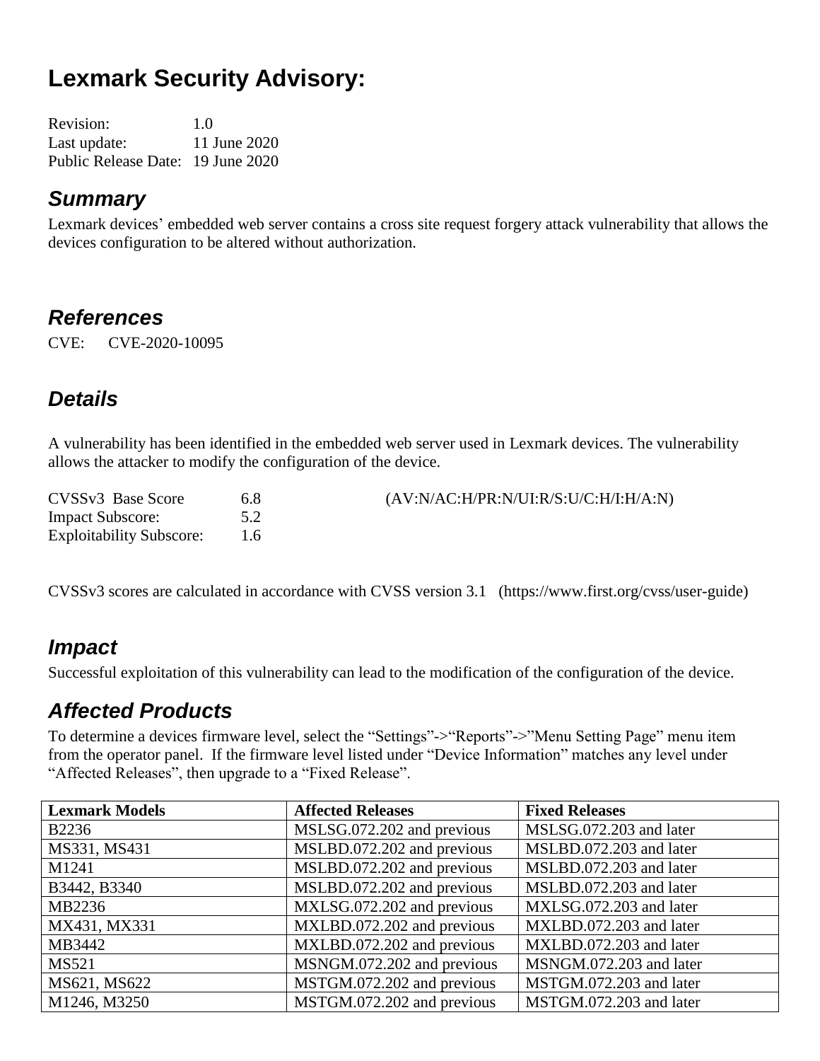# Lexmark Security Advisory:

Revision: 1.0
Last update: 11 June 2020
Public Release Date: 19 June 2020

## *Summary*

Lexmark devices' embedded web server contains a cross site request forgery attack vulnerability that allows the devices configuration to be altered without authorization.

## *References*

CVE: CVE-2020-10095

## *Details*

A vulnerability has been identified in the embedded web server used in Lexmark devices. The vulnerability allows the attacker to modify the configuration of the device.

CVSSv3 Base Score 6.8 (AV:N/AC:H/PR:N/UI:R/S:U/C:H/I:H/A:N)
Impact Subscore: 5.2
Exploitability Subscore: 1.6

CVSSv3 scores are calculated in accordance with CVSS version 3.1 (https://www.first.org/cvss/user-guide)

## *Impact*

Successful exploitation of this vulnerability can lead to the modification of the configuration of the device.

## *Affected Products*

To determine a devices firmware level, select the "Settings"->"Reports"->"Menu Setting Page" menu item from the operator panel. If the firmware level listed under "Device Information" matches any level under "Affected Releases", then upgrade to a "Fixed Release".

| Lexmark Models | Affected Releases | Fixed Releases |
|---|---|---|
| B2236 | MSLSG.072.202 and previous | MSLSG.072.203 and later |
| MS331, MS431 | MSLBD.072.202 and previous | MSLBD.072.203 and later |
| M1241 | MSLBD.072.202 and previous | MSLBD.072.203 and later |
| B3442, B3340 | MSLBD.072.202 and previous | MSLBD.072.203 and later |
| MB2236 | MXLSG.072.202 and previous | MXLSG.072.203 and later |
| MX431, MX331 | MXLBD.072.202 and previous | MXLBD.072.203 and later |
| MB3442 | MXLBD.072.202 and previous | MXLBD.072.203 and later |
| MS521 | MSNGM.072.202 and previous | MSNGM.072.203 and later |
| MS621, MS622 | MSTGM.072.202 and previous | MSTGM.072.203 and later |
| M1246, M3250 | MSTGM.072.202 and previous | MSTGM.072.203 and later |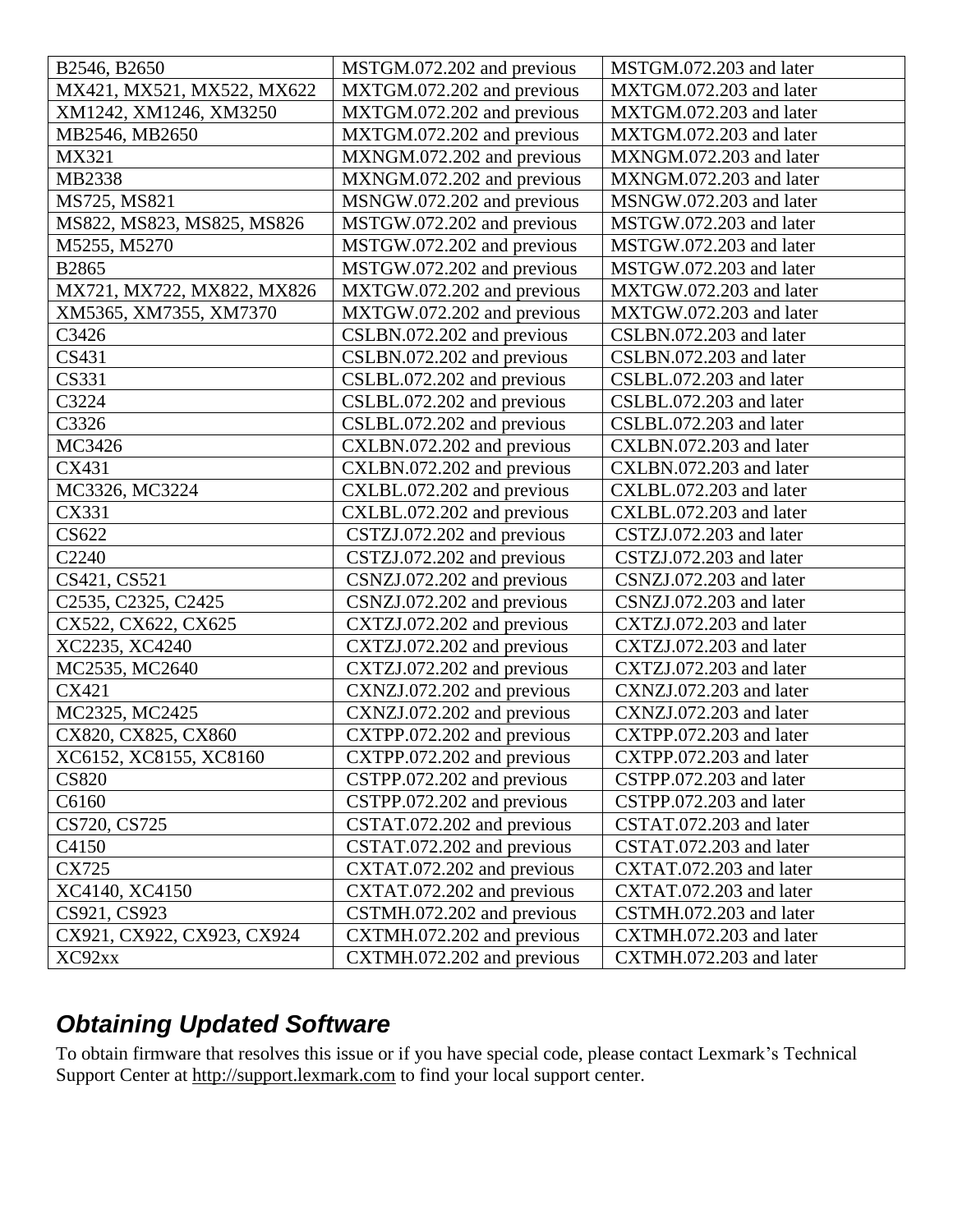| B2546, B2650 | MSTGM.072.202 and previous | MSTGM.072.203 and later |
|---|---|---|
| MX421, MX521, MX522, MX622 | MXTGM.072.202 and previous | MXTGM.072.203 and later |
| XM1242, XM1246, XM3250 | MXTGM.072.202 and previous | MXTGM.072.203 and later |
| MB2546, MB2650 | MXTGM.072.202 and previous | MXTGM.072.203 and later |
| MX321 | MXNGM.072.202 and previous | MXNGM.072.203 and later |
| MB2338 | MXNGM.072.202 and previous | MXNGM.072.203 and later |
| MS725, MS821 | MSNGW.072.202 and previous | MSNGW.072.203 and later |
| MS822, MS823, MS825, MS826 | MSTGW.072.202 and previous | MSTGW.072.203 and later |
| M5255, M5270 | MSTGW.072.202 and previous | MSTGW.072.203 and later |
| B2865 | MSTGW.072.202 and previous | MSTGW.072.203 and later |
| MX721, MX722, MX822, MX826 | MXTGW.072.202 and previous | MXTGW.072.203 and later |
| XM5365, XM7355, XM7370 | MXTGW.072.202 and previous | MXTGW.072.203 and later |
| C3426 | CSLBN.072.202 and previous | CSLBN.072.203 and later |
| CS431 | CSLBN.072.202 and previous | CSLBN.072.203 and later |
| CS331 | CSLBL.072.202 and previous | CSLBL.072.203 and later |
| C3224 | CSLBL.072.202 and previous | CSLBL.072.203 and later |
| C3326 | CSLBL.072.202 and previous | CSLBL.072.203 and later |
| MC3426 | CXLBN.072.202 and previous | CXLBN.072.203 and later |
| CX431 | CXLBN.072.202 and previous | CXLBN.072.203 and later |
| MC3326, MC3224 | CXLBL.072.202 and previous | CXLBL.072.203 and later |
| CX331 | CXLBL.072.202 and previous | CXLBL.072.203 and later |
| CS622 | CSTZJ.072.202 and previous | CSTZJ.072.203 and later |
| C2240 | CSTZJ.072.202 and previous | CSTZJ.072.203 and later |
| CS421, CS521 | CSNZJ.072.202 and previous | CSNZJ.072.203 and later |
| C2535, C2325, C2425 | CSNZJ.072.202 and previous | CSNZJ.072.203 and later |
| CX522, CX622, CX625 | CXTZJ.072.202 and previous | CXTZJ.072.203 and later |
| XC2235, XC4240 | CXTZJ.072.202 and previous | CXTZJ.072.203 and later |
| MC2535, MC2640 | CXTZJ.072.202 and previous | CXTZJ.072.203 and later |
| CX421 | CXNZJ.072.202 and previous | CXNZJ.072.203 and later |
| MC2325, MC2425 | CXNZJ.072.202 and previous | CXNZJ.072.203 and later |
| CX820, CX825, CX860 | CXTPP.072.202 and previous | CXTPP.072.203 and later |
| XC6152, XC8155, XC8160 | CXTPP.072.202 and previous | CXTPP.072.203 and later |
| CS820 | CSTPP.072.202 and previous | CSTPP.072.203 and later |
| C6160 | CSTPP.072.202 and previous | CSTPP.072.203 and later |
| CS720, CS725 | CSTAT.072.202 and previous | CSTAT.072.203 and later |
| C4150 | CSTAT.072.202 and previous | CSTAT.072.203 and later |
| CX725 | CXTAT.072.202 and previous | CXTAT.072.203 and later |
| XC4140, XC4150 | CXTAT.072.202 and previous | CXTAT.072.203 and later |
| CS921, CS923 | CSTMH.072.202 and previous | CSTMH.072.203 and later |
| CX921, CX922, CX923, CX924 | CXTMH.072.202 and previous | CXTMH.072.203 and later |
| XC92xx | CXTMH.072.202 and previous | CXTMH.072.203 and later |

## *Obtaining Updated Software*

To obtain firmware that resolves this issue or if you have special code, please contact Lexmark's Technical Support Center at http://support.lexmark.com to find your local support center.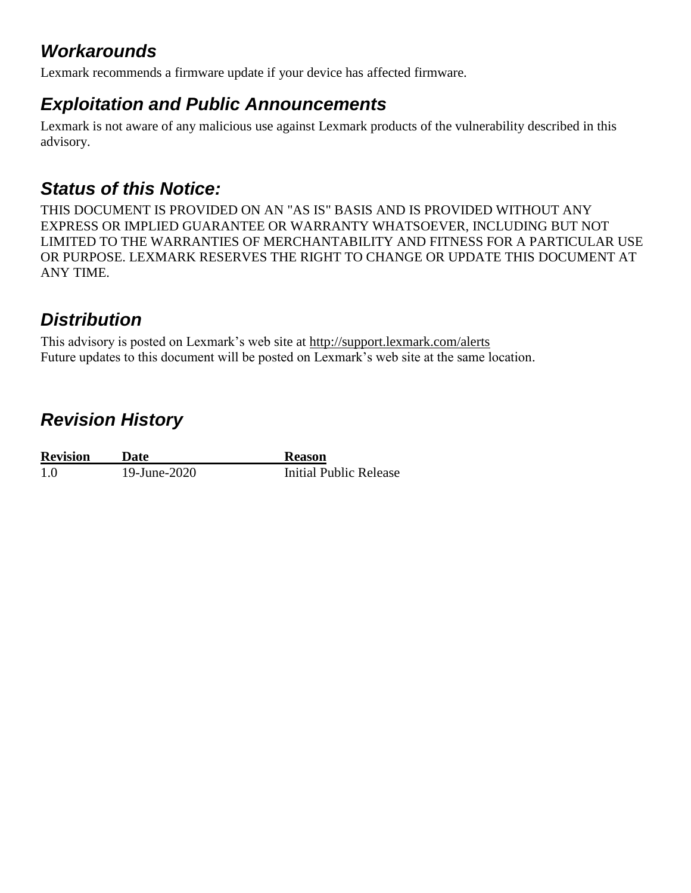## *Workarounds*

Lexmark recommends a firmware update if your device has affected firmware.

## *Exploitation and Public Announcements*

Lexmark is not aware of any malicious use against Lexmark products of the vulnerability described in this advisory.

## *Status of this Notice:*

THIS DOCUMENT IS PROVIDED ON AN "AS IS" BASIS AND IS PROVIDED WITHOUT ANY EXPRESS OR IMPLIED GUARANTEE OR WARRANTY WHATSOEVER, INCLUDING BUT NOT LIMITED TO THE WARRANTIES OF MERCHANTABILITY AND FITNESS FOR A PARTICULAR USE OR PURPOSE. LEXMARK RESERVES THE RIGHT TO CHANGE OR UPDATE THIS DOCUMENT AT ANY TIME.

## *Distribution*

This advisory is posted on Lexmark's web site at http://support.lexmark.com/alerts
Future updates to this document will be posted on Lexmark's web site at the same location.

## *Revision History*

| Revision | Date | Reason |
|---|---|---|
| 1.0 | 19-June-2020 | Initial Public Release |